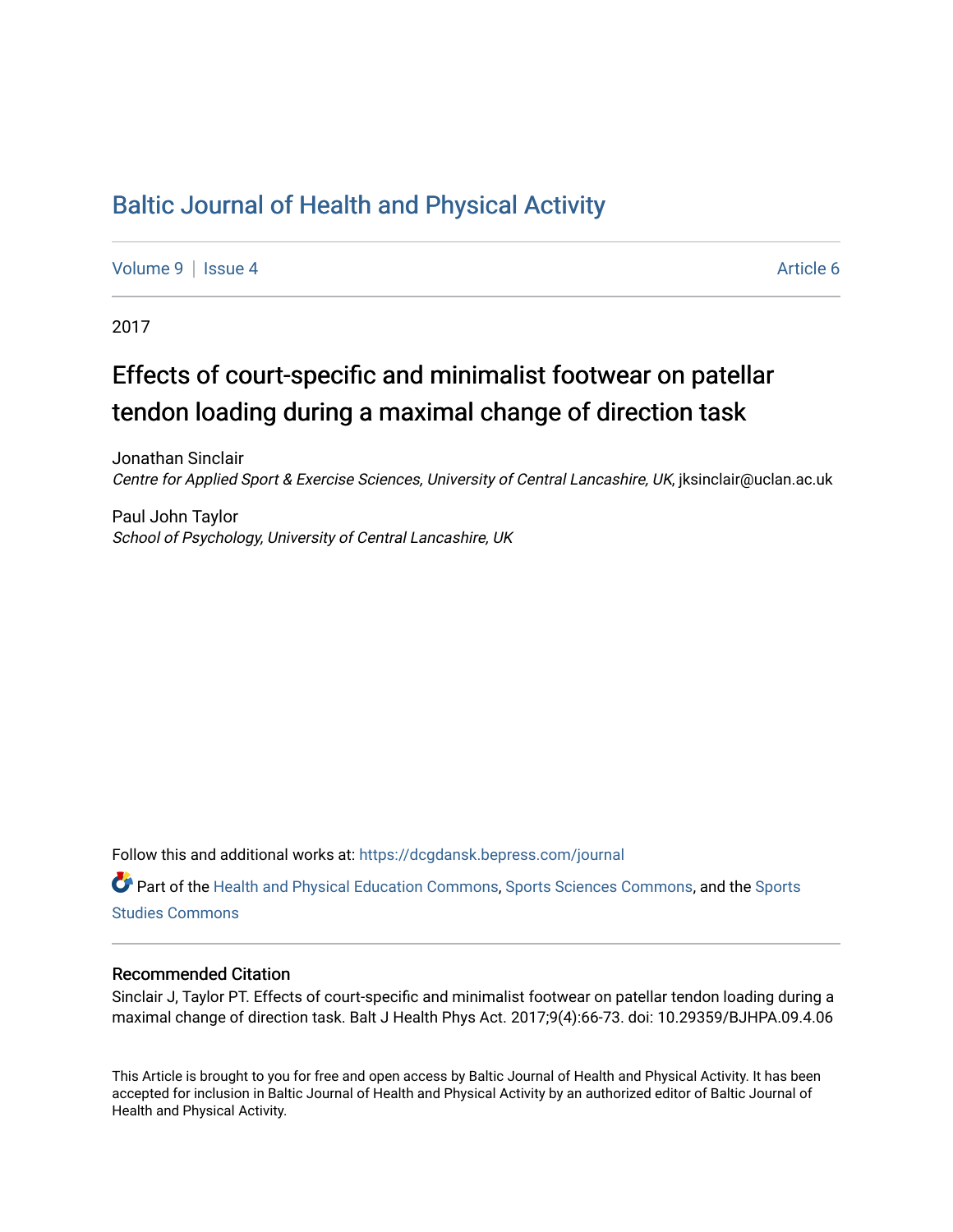# Baltic Journal of Health and Physical Activity

Volume 9 | Issue 4 Article 6

2017

## Effects of court-specific and minimalist footwear on patellar tendon loading during a maximal change of direction task

Jonathan Sinclair
*Centre for Applied Sport & Exercise Sciences, University of Central Lancashire, UK*, jksinclair@uclan.ac.uk

Paul John Taylor
*School of Psychology, University of Central Lancashire, UK*

Follow this and additional works at: https://dcgdansk.bepress.com/journal

Part of the Health and Physical Education Commons, Sports Sciences Commons, and the Sports Studies Commons

### Recommended Citation

Sinclair J, Taylor PT. Effects of court-specific and minimalist footwear on patellar tendon loading during a maximal change of direction task. Balt J Health Phys Act. 2017;9(4):66-73. doi: 10.29359/BJHPA.09.4.06

This Article is brought to you for free and open access by Baltic Journal of Health and Physical Activity. It has been accepted for inclusion in Baltic Journal of Health and Physical Activity by an authorized editor of Baltic Journal of Health and Physical Activity.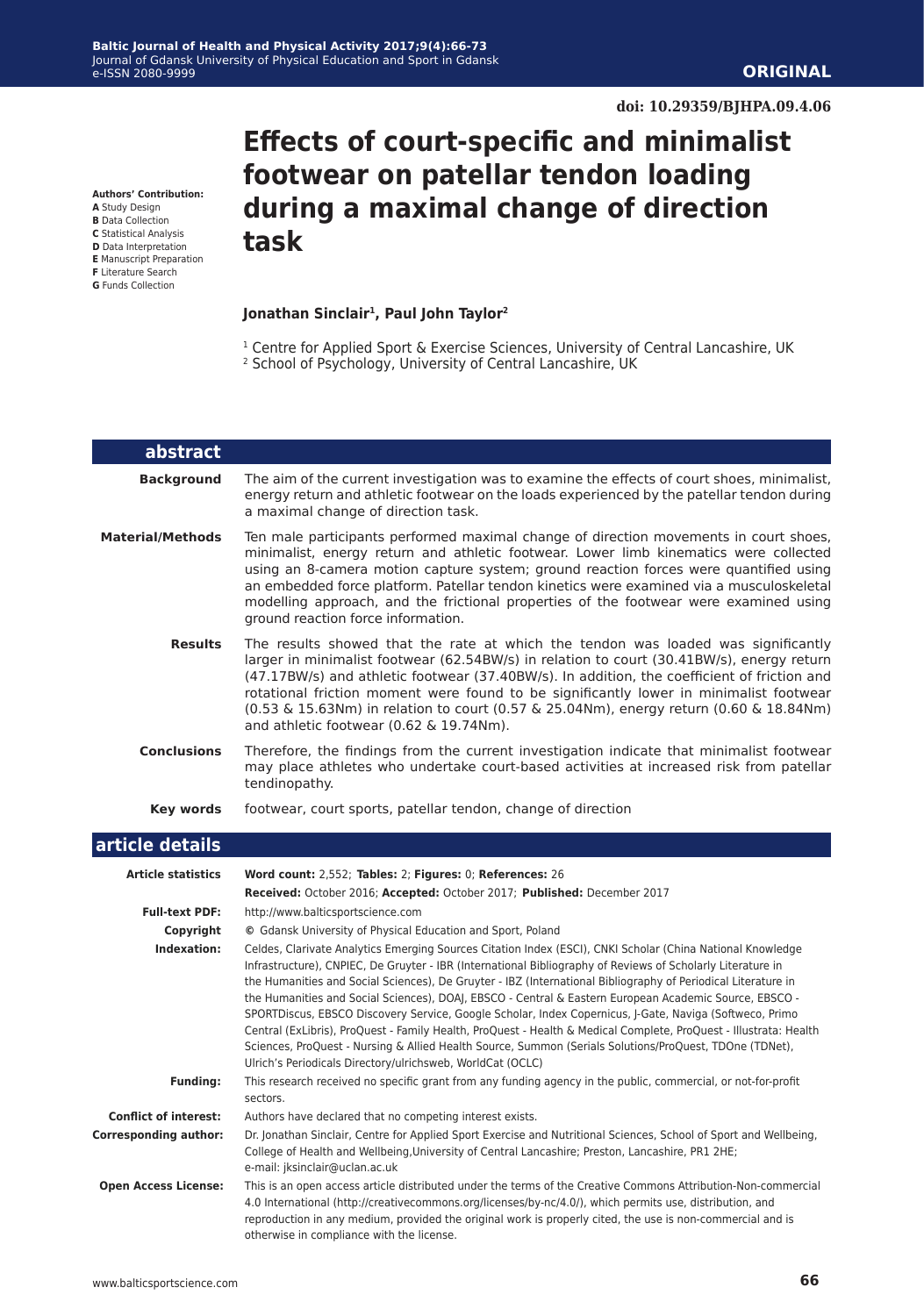**ORIGINAL**

**doi: 10.29359/BJHPA.09.4.06**

# Effects of court-specific and minimalist footwear on patellar tendon loading during a maximal change of direction task

**Authors' Contribution:**
**A** Study Design
**B** Data Collection
**C** Statistical Analysis
**D** Data Interpretation
**E** Manuscript Preparation
**F** Literature Search
**G** Funds Collection

**Jonathan Sinclair[1], Paul John Taylor[2]**

[1] Centre for Applied Sport & Exercise Sciences, University of Central Lancashire, UK
[2] School of Psychology, University of Central Lancashire, UK

## abstract

**Background** The aim of the current investigation was to examine the effects of court shoes, minimalist, energy return and athletic footwear on the loads experienced by the patellar tendon during a maximal change of direction task.

**Material/Methods** Ten male participants performed maximal change of direction movements in court shoes, minimalist, energy return and athletic footwear. Lower limb kinematics were collected using an 8-camera motion capture system; ground reaction forces were quantified using an embedded force platform. Patellar tendon kinetics were examined via a musculoskeletal modelling approach, and the frictional properties of the footwear were examined using ground reaction force information.

**Results** The results showed that the rate at which the tendon was loaded was significantly larger in minimalist footwear (62.54BW/s) in relation to court (30.41BW/s), energy return (47.17BW/s) and athletic footwear (37.40BW/s). In addition, the coefficient of friction and rotational friction moment were found to be significantly lower in minimalist footwear (0.53 & 15.63Nm) in relation to court (0.57 & 25.04Nm), energy return (0.60 & 18.84Nm) and athletic footwear (0.62 & 19.74Nm).

**Conclusions** Therefore, the findings from the current investigation indicate that minimalist footwear may place athletes who undertake court-based activities at increased risk from patellar tendinopathy.

**Key words** footwear, court sports, patellar tendon, change of direction

## article details

**Article statistics** **Word count:** 2,552; **Tables:** 2; **Figures:** 0; **References:** 26

**Received:** October 2016; **Accepted:** October 2017; **Published:** December 2017

**Full-text PDF:** http://www.balticsportscience.com

**Copyright** © Gdansk University of Physical Education and Sport, Poland

**Indexation:** Celdes, Clarivate Analytics Emerging Sources Citation Index (ESCI), CNKI Scholar (China National Knowledge Infrastructure), CNPIEC, De Gruyter - IBR (International Bibliography of Reviews of Scholarly Literature in the Humanities and Social Sciences), De Gruyter - IBZ (International Bibliography of Periodical Literature in the Humanities and Social Sciences), DOAJ, EBSCO - Central & Eastern European Academic Source, EBSCO - SPORTDiscus, EBSCO Discovery Service, Google Scholar, Index Copernicus, J-Gate, Naviga (Softweco, Primo Central (ExLibris), ProQuest - Family Health, ProQuest - Health & Medical Complete, ProQuest - Illustrata: Health Sciences, ProQuest - Nursing & Allied Health Source, Summon (Serials Solutions/ProQuest, TDOne (TDNet), Ulrich's Periodicals Directory/ulrichsweb, WorldCat (OCLC)

**Funding:** This research received no specific grant from any funding agency in the public, commercial, or not-for-profit sectors.

**Conflict of interest:** Authors have declared that no competing interest exists.

**Corresponding author:** Dr. Jonathan Sinclair, Centre for Applied Sport Exercise and Nutritional Sciences, School of Sport and Wellbeing, College of Health and Wellbeing,University of Central Lancashire; Preston, Lancashire, PR1 2HE; e-mail: jksinclair@uclan.ac.uk

**Open Access License:** This is an open access article distributed under the terms of the Creative Commons Attribution-Non-commercial 4.0 International (http://creativecommons.org/licenses/by-nc/4.0/), which permits use, distribution, and reproduction in any medium, provided the original work is properly cited, the use is non-commercial and is otherwise in compliance with the license.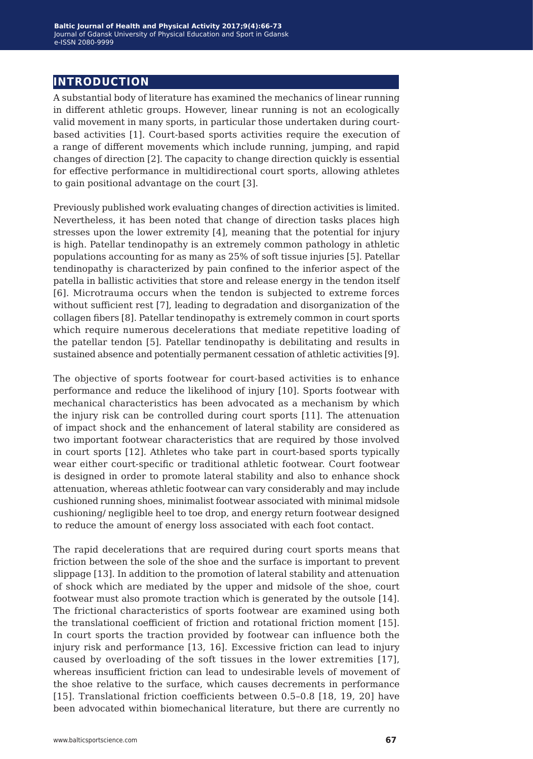## INTRODUCTION

A substantial body of literature has examined the mechanics of linear running in different athletic groups. However, linear running is not an ecologically valid movement in many sports, in particular those undertaken during court-based activities [1]. Court-based sports activities require the execution of a range of different movements which include running, jumping, and rapid changes of direction [2]. The capacity to change direction quickly is essential for effective performance in multidirectional court sports, allowing athletes to gain positional advantage on the court [3].

Previously published work evaluating changes of direction activities is limited. Nevertheless, it has been noted that change of direction tasks places high stresses upon the lower extremity [4], meaning that the potential for injury is high. Patellar tendinopathy is an extremely common pathology in athletic populations accounting for as many as 25% of soft tissue injuries [5]. Patellar tendinopathy is characterized by pain confined to the inferior aspect of the patella in ballistic activities that store and release energy in the tendon itself [6]. Microtrauma occurs when the tendon is subjected to extreme forces without sufficient rest [7], leading to degradation and disorganization of the collagen fibers [8]. Patellar tendinopathy is extremely common in court sports which require numerous decelerations that mediate repetitive loading of the patellar tendon [5]. Patellar tendinopathy is debilitating and results in sustained absence and potentially permanent cessation of athletic activities [9].

The objective of sports footwear for court-based activities is to enhance performance and reduce the likelihood of injury [10]. Sports footwear with mechanical characteristics has been advocated as a mechanism by which the injury risk can be controlled during court sports [11]. The attenuation of impact shock and the enhancement of lateral stability are considered as two important footwear characteristics that are required by those involved in court sports [12]. Athletes who take part in court-based sports typically wear either court-specific or traditional athletic footwear. Court footwear is designed in order to promote lateral stability and also to enhance shock attenuation, whereas athletic footwear can vary considerably and may include cushioned running shoes, minimalist footwear associated with minimal midsole cushioning/ negligible heel to toe drop, and energy return footwear designed to reduce the amount of energy loss associated with each foot contact.

The rapid decelerations that are required during court sports means that friction between the sole of the shoe and the surface is important to prevent slippage [13]. In addition to the promotion of lateral stability and attenuation of shock which are mediated by the upper and midsole of the shoe, court footwear must also promote traction which is generated by the outsole [14]. The frictional characteristics of sports footwear are examined using both the translational coefficient of friction and rotational friction moment [15]. In court sports the traction provided by footwear can influence both the injury risk and performance [13, 16]. Excessive friction can lead to injury caused by overloading of the soft tissues in the lower extremities [17], whereas insufficient friction can lead to undesirable levels of movement of the shoe relative to the surface, which causes decrements in performance [15]. Translational friction coefficients between 0.5–0.8 [18, 19, 20] have been advocated within biomechanical literature, but there are currently no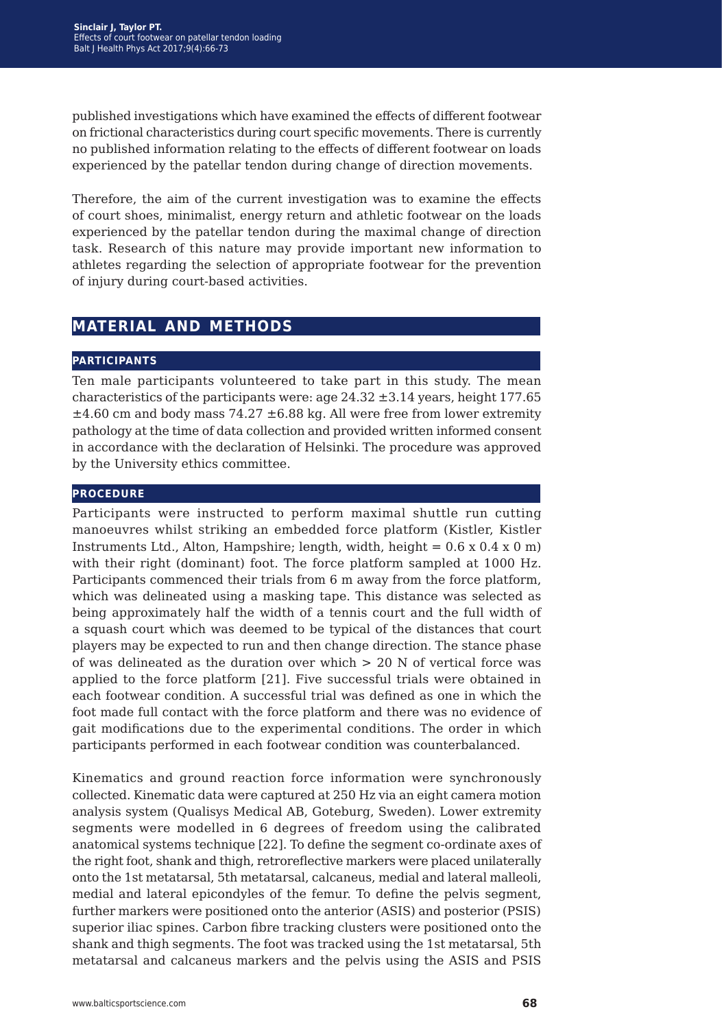published investigations which have examined the effects of different footwear on frictional characteristics during court specific movements. There is currently no published information relating to the effects of different footwear on loads experienced by the patellar tendon during change of direction movements.

Therefore, the aim of the current investigation was to examine the effects of court shoes, minimalist, energy return and athletic footwear on the loads experienced by the patellar tendon during the maximal change of direction task. Research of this nature may provide important new information to athletes regarding the selection of appropriate footwear for the prevention of injury during court-based activities.

## MATERIAL AND METHODS

### PARTICIPANTS

Ten male participants volunteered to take part in this study. The mean characteristics of the participants were: age 24.32 ±3.14 years, height 177.65 ±4.60 cm and body mass 74.27 ±6.88 kg. All were free from lower extremity pathology at the time of data collection and provided written informed consent in accordance with the declaration of Helsinki. The procedure was approved by the University ethics committee.

### PROCEDURE

Participants were instructed to perform maximal shuttle run cutting manoeuvres whilst striking an embedded force platform (Kistler, Kistler Instruments Ltd., Alton, Hampshire; length, width, height = 0.6 x 0.4 x 0 m) with their right (dominant) foot. The force platform sampled at 1000 Hz. Participants commenced their trials from 6 m away from the force platform, which was delineated using a masking tape. This distance was selected as being approximately half the width of a tennis court and the full width of a squash court which was deemed to be typical of the distances that court players may be expected to run and then change direction. The stance phase of was delineated as the duration over which > 20 N of vertical force was applied to the force platform [21]. Five successful trials were obtained in each footwear condition. A successful trial was defined as one in which the foot made full contact with the force platform and there was no evidence of gait modifications due to the experimental conditions. The order in which participants performed in each footwear condition was counterbalanced.

Kinematics and ground reaction force information were synchronously collected. Kinematic data were captured at 250 Hz via an eight camera motion analysis system (Qualisys Medical AB, Goteburg, Sweden). Lower extremity segments were modelled in 6 degrees of freedom using the calibrated anatomical systems technique [22]. To define the segment co-ordinate axes of the right foot, shank and thigh, retroreflective markers were placed unilaterally onto the 1st metatarsal, 5th metatarsal, calcaneus, medial and lateral malleoli, medial and lateral epicondyles of the femur. To define the pelvis segment, further markers were positioned onto the anterior (ASIS) and posterior (PSIS) superior iliac spines. Carbon fibre tracking clusters were positioned onto the shank and thigh segments. The foot was tracked using the 1st metatarsal, 5th metatarsal and calcaneus markers and the pelvis using the ASIS and PSIS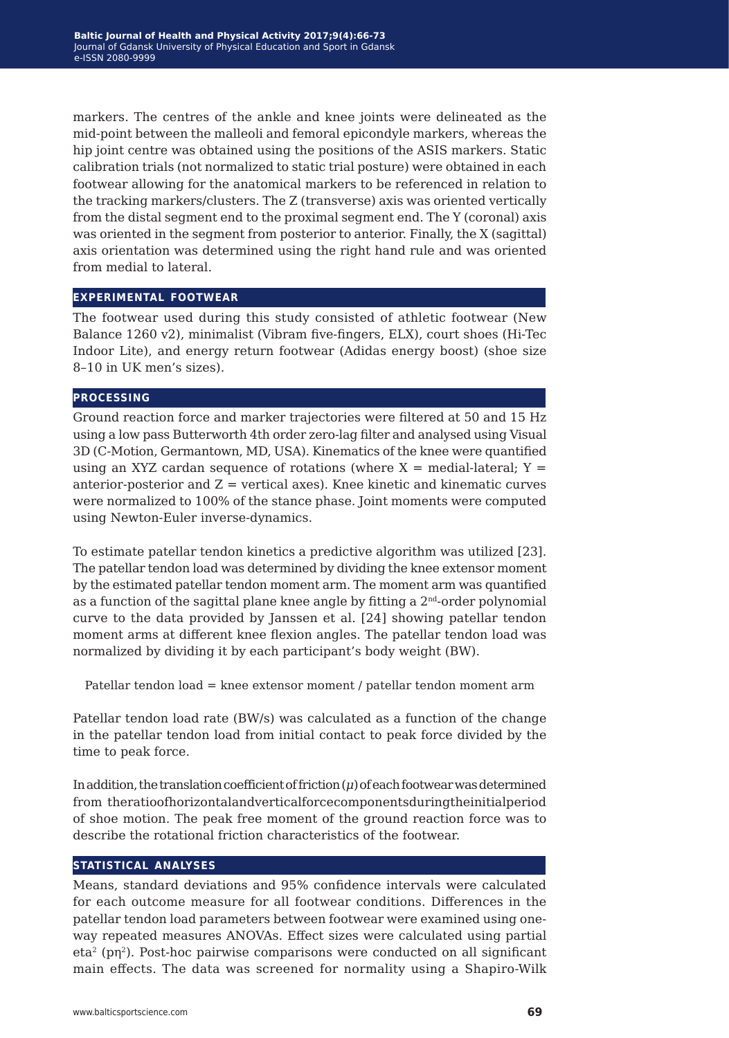markers. The centres of the ankle and knee joints were delineated as the mid-point between the malleoli and femoral epicondyle markers, whereas the hip joint centre was obtained using the positions of the ASIS markers. Static calibration trials (not normalized to static trial posture) were obtained in each footwear allowing for the anatomical markers to be referenced in relation to the tracking markers/clusters. The Z (transverse) axis was oriented vertically from the distal segment end to the proximal segment end. The Y (coronal) axis was oriented in the segment from posterior to anterior. Finally, the X (sagittal) axis orientation was determined using the right hand rule and was oriented from medial to lateral.

## EXPERIMENTAL FOOTWEAR

The footwear used during this study consisted of athletic footwear (New Balance 1260 v2), minimalist (Vibram five-fingers, ELX), court shoes (Hi-Tec Indoor Lite), and energy return footwear (Adidas energy boost) (shoe size 8–10 in UK men's sizes).

## PROCESSING

Ground reaction force and marker trajectories were filtered at 50 and 15 Hz using a low pass Butterworth 4th order zero-lag filter and analysed using Visual 3D (C-Motion, Germantown, MD, USA). Kinematics of the knee were quantified using an XYZ cardan sequence of rotations (where X = medial-lateral; Y = anterior-posterior and Z = vertical axes). Knee kinetic and kinematic curves were normalized to 100% of the stance phase. Joint moments were computed using Newton-Euler inverse-dynamics.

To estimate patellar tendon kinetics a predictive algorithm was utilized [23]. The patellar tendon load was determined by dividing the knee extensor moment by the estimated patellar tendon moment arm. The moment arm was quantified as a function of the sagittal plane knee angle by fitting a $2^{nd}$-order polynomial curve to the data provided by Janssen et al. [24] showing patellar tendon moment arms at different knee flexion angles. The patellar tendon load was normalized by dividing it by each participant's body weight (BW).

Patellar tendon load = knee extensor moment / patellar tendon moment arm

Patellar tendon load rate (BW/s) was calculated as a function of the change in the patellar tendon load from initial contact to peak force divided by the time to peak force.

In addition, the translation coefficient of friction ($\mu$) of each footwear was determined from the ratio of horizontal and vertical force components during the initial period of shoe motion. The peak free moment of the ground reaction force was to describe the rotational friction characteristics of the footwear.

## STATISTICAL ANALYSES

Means, standard deviations and 95% confidence intervals were calculated for each outcome measure for all footwear conditions. Differences in the patellar tendon load parameters between footwear were examined using one-way repeated measures ANOVAs. Effect sizes were calculated using partial eta$^2$ (p$\eta^2$). Post-hoc pairwise comparisons were conducted on all significant main effects. The data was screened for normality using a Shapiro-Wilk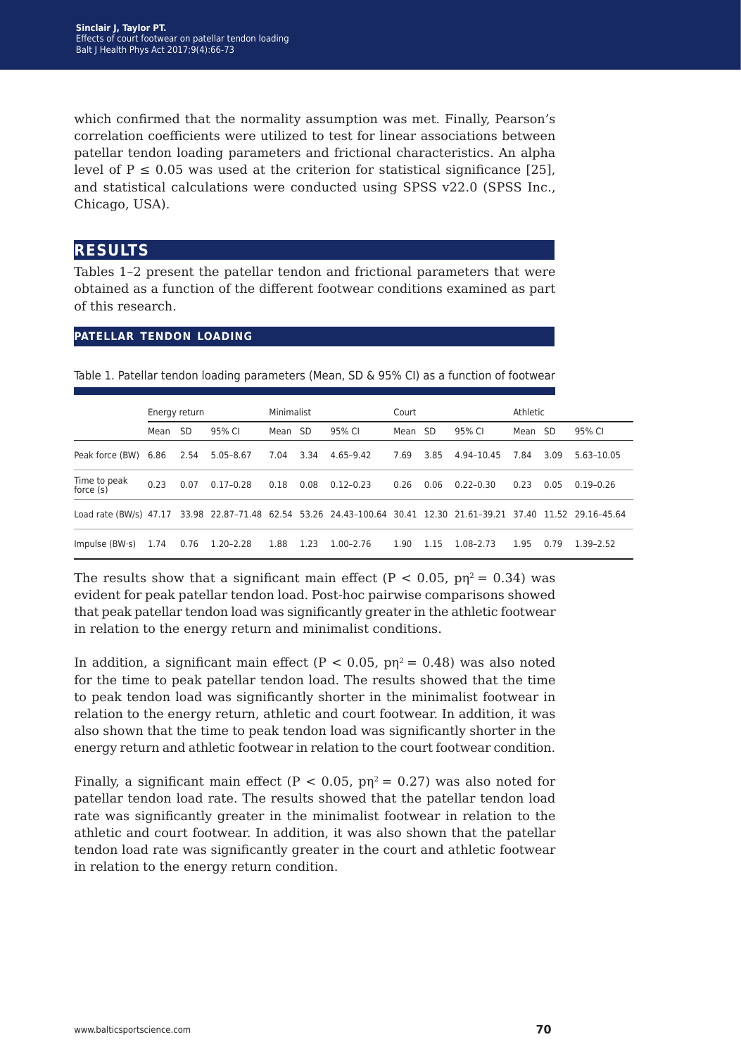which confirmed that the normality assumption was met. Finally, Pearson's correlation coefficients were utilized to test for linear associations between patellar tendon loading parameters and frictional characteristics. An alpha level of $P \leq 0.05$ was used at the criterion for statistical significance [25], and statistical calculations were conducted using SPSS v22.0 (SPSS Inc., Chicago, USA).

## RESULTS

Tables 1–2 present the patellar tendon and frictional parameters that were obtained as a function of the different footwear conditions examined as part of this research.

### PATELLAR TENDON LOADING

Table 1. Patellar tendon loading parameters (Mean, SD & 95% CI) as a function of footwear

| | Energy return | | | Minimalist | | | Court | | | Athletic | | |
|---|---|---|---|---|---|---|---|---|---|---|---|---|
| | Mean | SD | 95% CI | Mean | SD | 95% CI | Mean | SD | 95% CI | Mean | SD | 95% CI |
| Peak force (BW) | 6.86 | 2.54 | 5.05–8.67 | 7.04 | 3.34 | 4.65–9.42 | 7.69 | 3.85 | 4.94–10.45 | 7.84 | 3.09 | 5.63–10.05 |
| Time to peak force (s) | 0.23 | 0.07 | 0.17–0.28 | 0.18 | 0.08 | 0.12–0.23 | 0.26 | 0.06 | 0.22–0.30 | 0.23 | 0.05 | 0.19–0.26 |
| Load rate (BW/s) | 47.17 | 33.98 | 22.87–71.48 | 62.54 | 53.26 | 24.43–100.64 | 30.41 | 12.30 | 21.61–39.21 | 37.40 | 11.52 | 29.16–45.64 |
| Impulse (BW·s) | 1.74 | 0.76 | 1.20–2.28 | 1.88 | 1.23 | 1.00–2.76 | 1.90 | 1.15 | 1.08–2.73 | 1.95 | 0.79 | 1.39–2.52 |

The results show that a significant main effect ($P < 0.05$, $p\eta^2 = 0.34$) was evident for peak patellar tendon load. Post-hoc pairwise comparisons showed that peak patellar tendon load was significantly greater in the athletic footwear in relation to the energy return and minimalist conditions.

In addition, a significant main effect ($P < 0.05$, $p\eta^2 = 0.48$) was also noted for the time to peak patellar tendon load. The results showed that the time to peak tendon load was significantly shorter in the minimalist footwear in relation to the energy return, athletic and court footwear. In addition, it was also shown that the time to peak tendon load was significantly shorter in the energy return and athletic footwear in relation to the court footwear condition.

Finally, a significant main effect ($P < 0.05$, $p\eta^2 = 0.27$) was also noted for patellar tendon load rate. The results showed that the patellar tendon load rate was significantly greater in the minimalist footwear in relation to the athletic and court footwear. In addition, it was also shown that the patellar tendon load rate was significantly greater in the court and athletic footwear in relation to the energy return condition.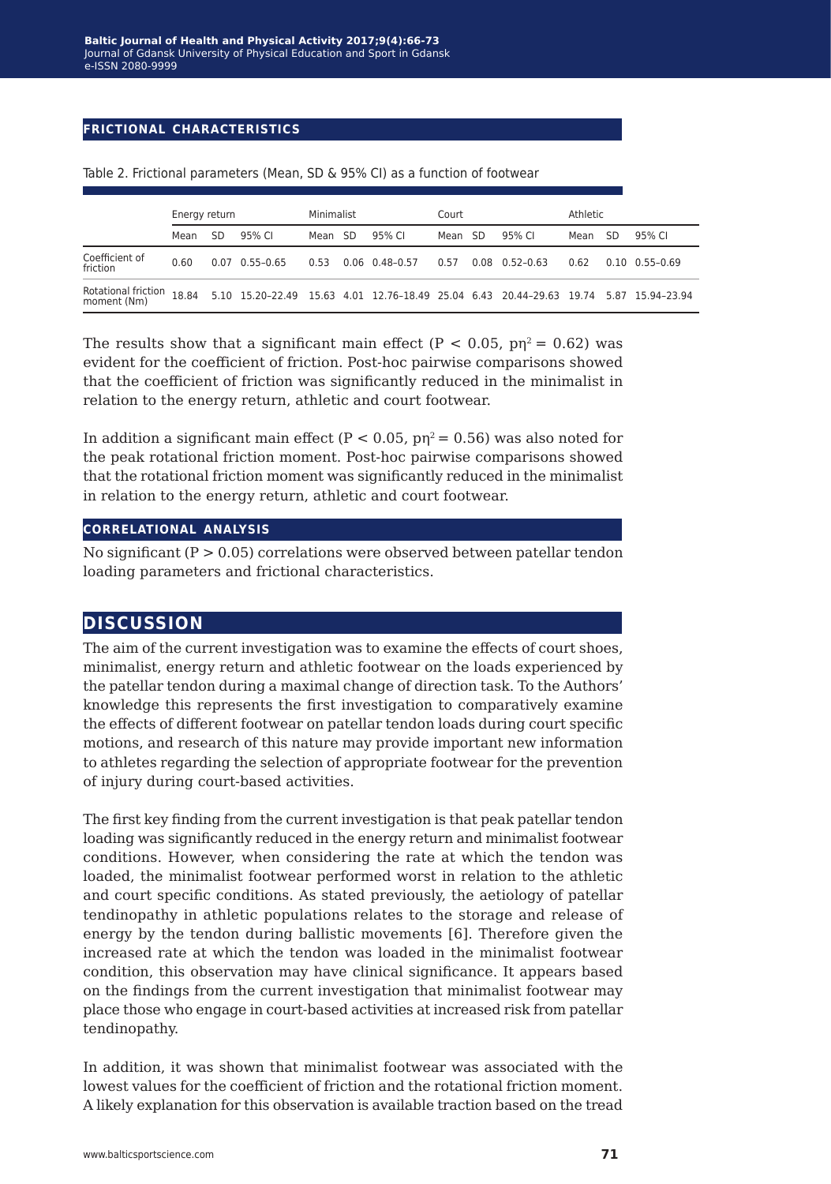### FRICTIONAL CHARACTERISTICS

Table 2. Frictional parameters (Mean, SD & 95% CI) as a function of footwear

| | Energy return | | | Minimalist | | | Court | | | Athletic | | |
|---|---|---|---|---|---|---|---|---|---|---|---|---|
| | Mean | SD | 95% CI | Mean | SD | 95% CI | Mean | SD | 95% CI | Mean | SD | 95% CI |
| Coefficient of friction | 0.60 | 0.07 | 0.55–0.65 | 0.53 | 0.06 | 0.48–0.57 | 0.57 | 0.08 | 0.52–0.63 | 0.62 | 0.10 | 0.55–0.69 |
| Rotational friction moment (Nm) | 18.84 | 5.10 | 15.20–22.49 | 15.63 | 4.01 | 12.76–18.49 | 25.04 | 6.43 | 20.44–29.63 | 19.74 | 5.87 | 15.94–23.94 |

The results show that a significant main effect ($P < 0.05$, $p\eta^2 = 0.62$) was evident for the coefficient of friction. Post-hoc pairwise comparisons showed that the coefficient of friction was significantly reduced in the minimalist in relation to the energy return, athletic and court footwear.

In addition a significant main effect ($P < 0.05$, $p\eta^2 = 0.56$) was also noted for the peak rotational friction moment. Post-hoc pairwise comparisons showed that the rotational friction moment was significantly reduced in the minimalist in relation to the energy return, athletic and court footwear.

### CORRELATIONAL ANALYSIS

No significant ($P > 0.05$) correlations were observed between patellar tendon loading parameters and frictional characteristics.

## DISCUSSION

The aim of the current investigation was to examine the effects of court shoes, minimalist, energy return and athletic footwear on the loads experienced by the patellar tendon during a maximal change of direction task. To the Authors' knowledge this represents the first investigation to comparatively examine the effects of different footwear on patellar tendon loads during court specific motions, and research of this nature may provide important new information to athletes regarding the selection of appropriate footwear for the prevention of injury during court-based activities.

The first key finding from the current investigation is that peak patellar tendon loading was significantly reduced in the energy return and minimalist footwear conditions. However, when considering the rate at which the tendon was loaded, the minimalist footwear performed worst in relation to the athletic and court specific conditions. As stated previously, the aetiology of patellar tendinopathy in athletic populations relates to the storage and release of energy by the tendon during ballistic movements [6]. Therefore given the increased rate at which the tendon was loaded in the minimalist footwear condition, this observation may have clinical significance. It appears based on the findings from the current investigation that minimalist footwear may place those who engage in court-based activities at increased risk from patellar tendinopathy.

In addition, it was shown that minimalist footwear was associated with the lowest values for the coefficient of friction and the rotational friction moment. A likely explanation for this observation is available traction based on the tread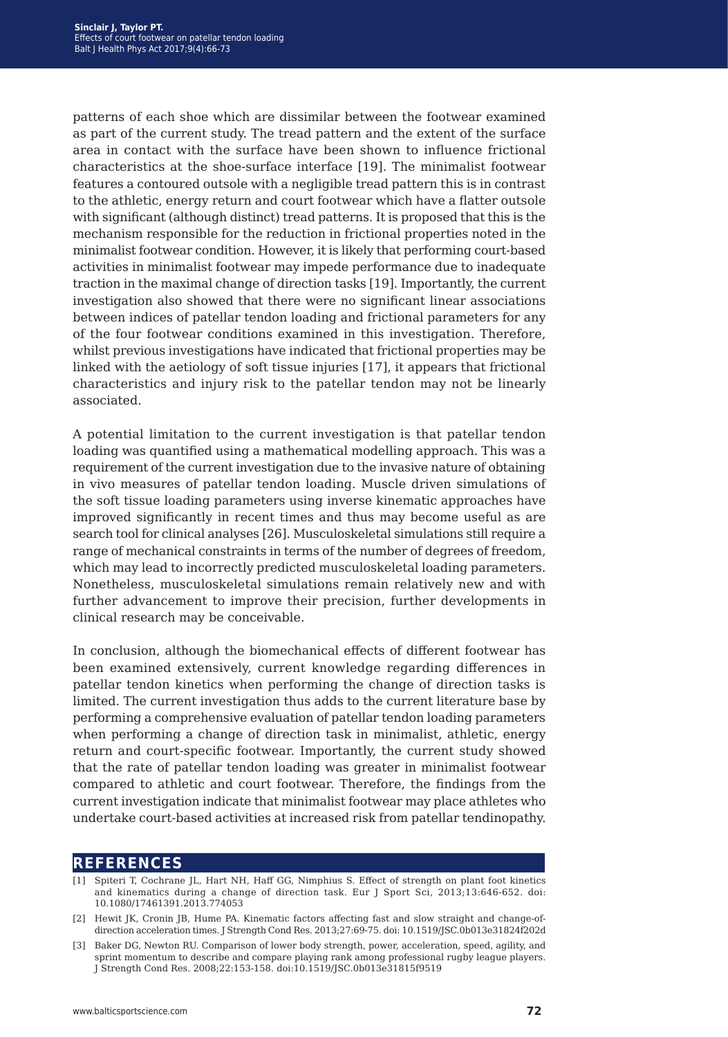patterns of each shoe which are dissimilar between the footwear examined as part of the current study. The tread pattern and the extent of the surface area in contact with the surface have been shown to influence frictional characteristics at the shoe-surface interface [19]. The minimalist footwear features a contoured outsole with a negligible tread pattern this is in contrast to the athletic, energy return and court footwear which have a flatter outsole with significant (although distinct) tread patterns. It is proposed that this is the mechanism responsible for the reduction in frictional properties noted in the minimalist footwear condition. However, it is likely that performing court-based activities in minimalist footwear may impede performance due to inadequate traction in the maximal change of direction tasks [19]. Importantly, the current investigation also showed that there were no significant linear associations between indices of patellar tendon loading and frictional parameters for any of the four footwear conditions examined in this investigation. Therefore, whilst previous investigations have indicated that frictional properties may be linked with the aetiology of soft tissue injuries [17], it appears that frictional characteristics and injury risk to the patellar tendon may not be linearly associated.

A potential limitation to the current investigation is that patellar tendon loading was quantified using a mathematical modelling approach. This was a requirement of the current investigation due to the invasive nature of obtaining in vivo measures of patellar tendon loading. Muscle driven simulations of the soft tissue loading parameters using inverse kinematic approaches have improved significantly in recent times and thus may become useful as are search tool for clinical analyses [26]. Musculoskeletal simulations still require a range of mechanical constraints in terms of the number of degrees of freedom, which may lead to incorrectly predicted musculoskeletal loading parameters. Nonetheless, musculoskeletal simulations remain relatively new and with further advancement to improve their precision, further developments in clinical research may be conceivable.

In conclusion, although the biomechanical effects of different footwear has been examined extensively, current knowledge regarding differences in patellar tendon kinetics when performing the change of direction tasks is limited. The current investigation thus adds to the current literature base by performing a comprehensive evaluation of patellar tendon loading parameters when performing a change of direction task in minimalist, athletic, energy return and court-specific footwear. Importantly, the current study showed that the rate of patellar tendon loading was greater in minimalist footwear compared to athletic and court footwear. Therefore, the findings from the current investigation indicate that minimalist footwear may place athletes who undertake court-based activities at increased risk from patellar tendinopathy.

## REFERENCES

[1] Spiteri T, Cochrane JL, Hart NH, Haff GG, Nimphius S. Effect of strength on plant foot kinetics and kinematics during a change of direction task. Eur J Sport Sci, 2013;13:646-652. doi: 10.1080/17461391.2013.774053

[2] Hewit JK, Cronin JB, Hume PA. Kinematic factors affecting fast and slow straight and change-of-direction acceleration times. J Strength Cond Res. 2013;27:69-75. doi: 10.1519/JSC.0b013e31824f202d

[3] Baker DG, Newton RU. Comparison of lower body strength, power, acceleration, speed, agility, and sprint momentum to describe and compare playing rank among professional rugby league players. J Strength Cond Res. 2008;22:153-158. doi:10.1519/JSC.0b013e31815f9519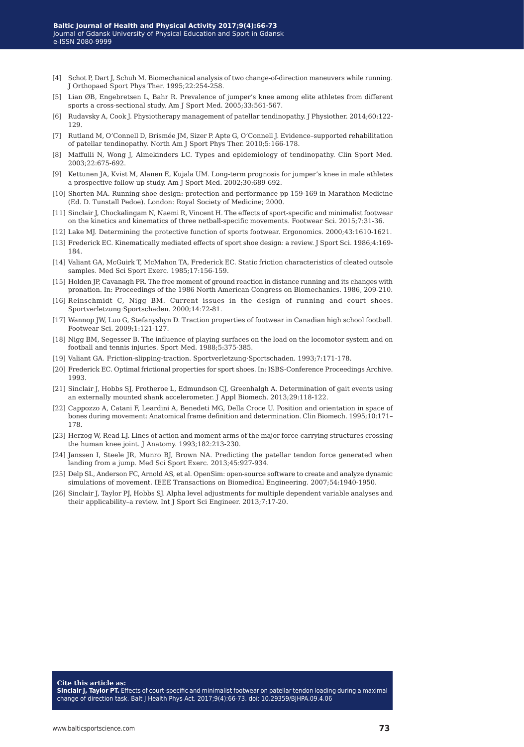[4] Schot P, Dart J, Schuh M. Biomechanical analysis of two change-of-direction maneuvers while running. J Orthopaed Sport Phys Ther. 1995;22:254-258.

[5] Lian ØB, Engebretsen L, Bahr R. Prevalence of jumper's knee among elite athletes from different sports a cross-sectional study. Am J Sport Med. 2005;33:561-567.

[6] Rudavsky A, Cook J. Physiotherapy management of patellar tendinopathy. J Physiother. 2014;60:122-129.

[7] Rutland M, O'Connell D, Brismée JM, Sizer P. Apte G, O'Connell J. Evidence–supported rehabilitation of patellar tendinopathy. North Am J Sport Phys Ther. 2010;5:166-178.

[8] Maffulli N, Wong J, Almekinders LC. Types and epidemiology of tendinopathy. Clin Sport Med. 2003;22:675-692.

[9] Kettunen JA, Kvist M, Alanen E, Kujala UM. Long-term prognosis for jumper's knee in male athletes a prospective follow-up study. Am J Sport Med. 2002;30:689-692.

[10] Shorten MA. Running shoe design: protection and performance pp 159-169 in Marathon Medicine (Ed. D. Tunstall Pedoe). London: Royal Society of Medicine; 2000.

[11] Sinclair J, Chockalingam N, Naemi R, Vincent H. The effects of sport-specific and minimalist footwear on the kinetics and kinematics of three netball-specific movements. Footwear Sci. 2015;7:31-36.

[12] Lake MJ. Determining the protective function of sports footwear. Ergonomics. 2000;43:1610-1621.

[13] Frederick EC. Kinematically mediated effects of sport shoe design: a review. J Sport Sci. 1986;4:169-184.

[14] Valiant GA, McGuirk T, McMahon TA, Frederick EC. Static friction characteristics of cleated outsole samples. Med Sci Sport Exerc. 1985;17:156-159.

[15] Holden JP, Cavanagh PR. The free moment of ground reaction in distance running and its changes with pronation. In: Proceedings of the 1986 North American Congress on Biomechanics. 1986, 209-210.

[16] Reinschmidt C, Nigg BM. Current issues in the design of running and court shoes. Sportverletzung·Sportschaden. 2000;14:72-81.

[17] Wannop JW, Luo G, Stefanyshyn D. Traction properties of footwear in Canadian high school football. Footwear Sci. 2009;1:121-127.

[18] Nigg BM, Segesser B. The influence of playing surfaces on the load on the locomotor system and on football and tennis injuries. Sport Med. 1988;5:375-385.

[19] Valiant GA. Friction-slipping-traction. Sportverletzung·Sportschaden. 1993;7:171-178.

[20] Frederick EC. Optimal frictional properties for sport shoes. In: ISBS-Conference Proceedings Archive. 1993.

[21] Sinclair J, Hobbs SJ, Protheroe L, Edmundson CJ, Greenhalgh A. Determination of gait events using an externally mounted shank accelerometer. J Appl Biomech. 2013;29:118-122.

[22] Cappozzo A, Catani F, Leardini A, Benedeti MG, Della Croce U. Position and orientation in space of bones during movement: Anatomical frame definition and determination. Clin Biomech. 1995;10:171–178.

[23] Herzog W, Read LJ. Lines of action and moment arms of the major force-carrying structures crossing the human knee joint. J Anatomy. 1993;182:213-230.

[24] Janssen I, Steele JR, Munro BJ, Brown NA. Predicting the patellar tendon force generated when landing from a jump. Med Sci Sport Exerc. 2013;45:927-934.

[25] Delp SL, Anderson FC, Arnold AS, et al. OpenSim: open-source software to create and analyze dynamic simulations of movement. IEEE Transactions on Biomedical Engineering. 2007;54:1940-1950.

[26] Sinclair J, Taylor PJ, Hobbs SJ. Alpha level adjustments for multiple dependent variable analyses and their applicability–a review. Int J Sport Sci Engineer. 2013;7:17-20.

**Cite this article as:**
**Sinclair J, Taylor PT.** Effects of court-specific and minimalist footwear on patellar tendon loading during a maximal change of direction task. Balt J Health Phys Act. 2017;9(4):66-73. doi: 10.29359/BJHPA.09.4.06